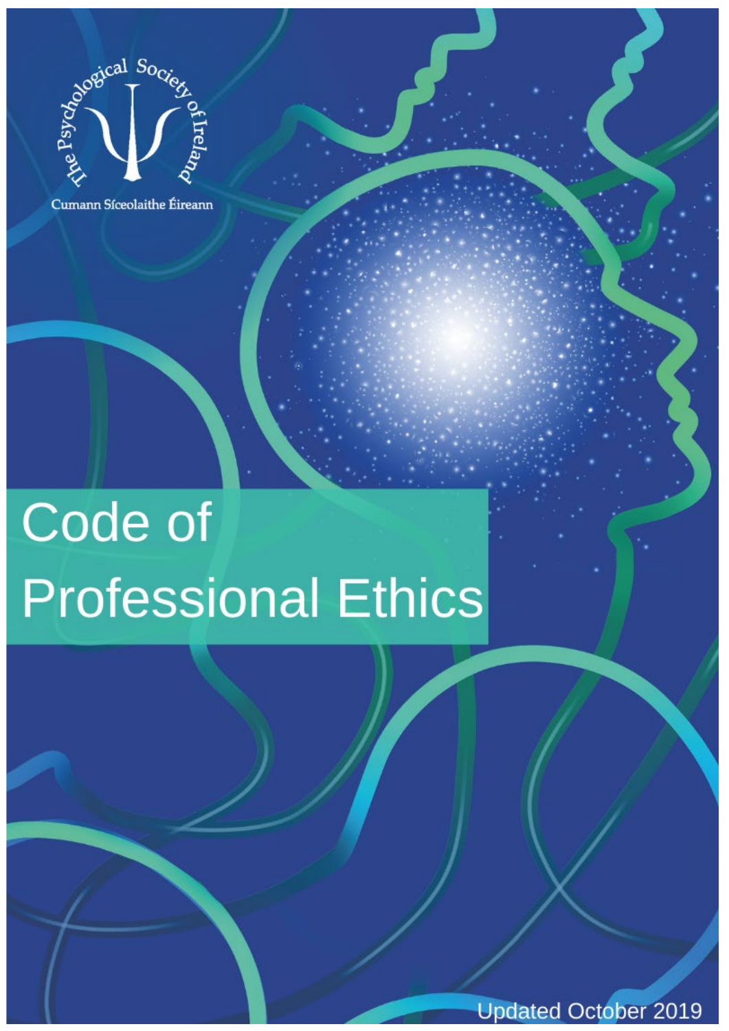The Psychological Society of Ireland

Cumann Síceolaithe Éireann

# Code of Professional Ethics

Updated October 2019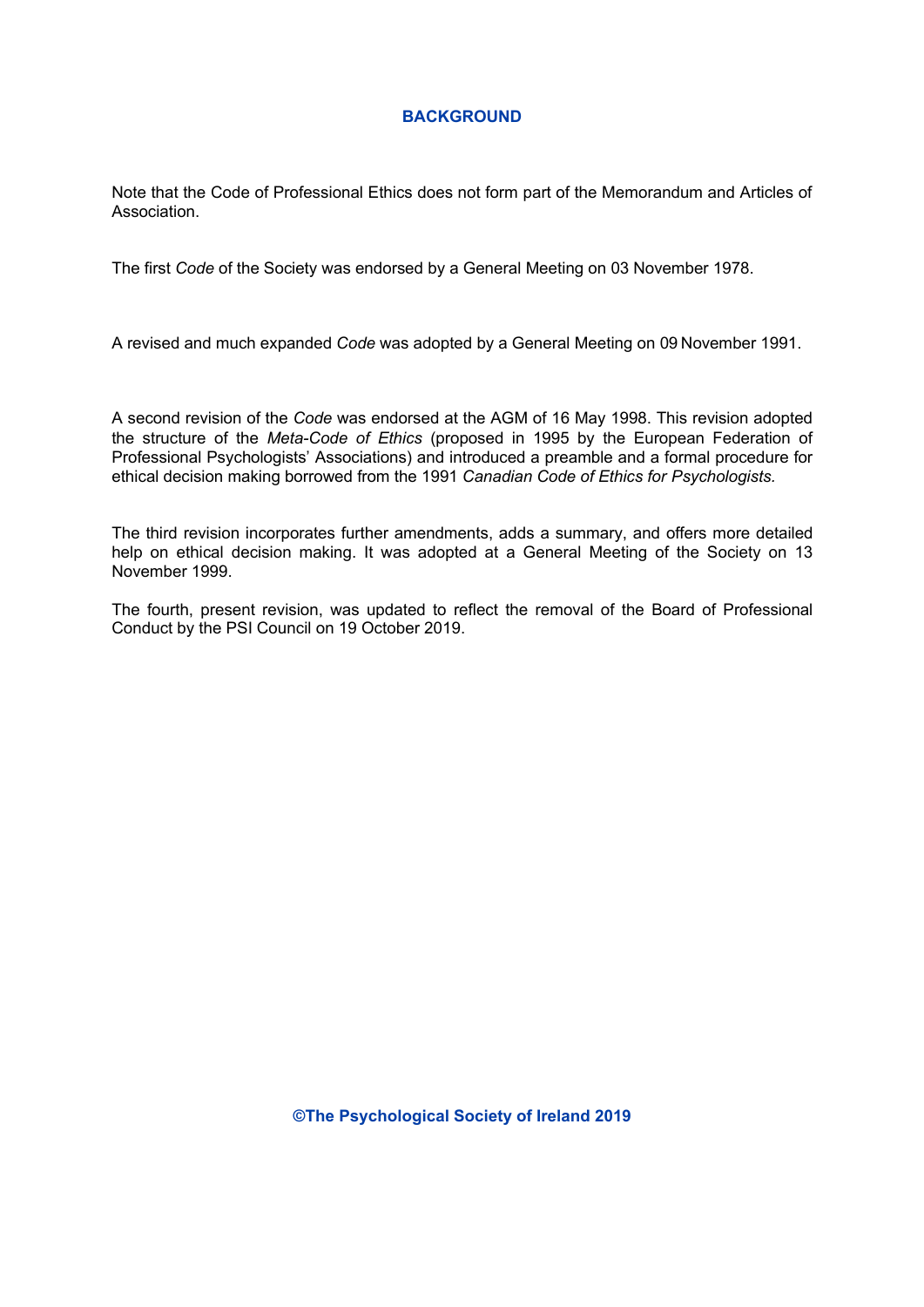## BACKGROUND

Note that the Code of Professional Ethics does not form part of the Memorandum and Articles of Association.

The first *Code* of the Society was endorsed by a General Meeting on 03 November 1978.

A revised and much expanded *Code* was adopted by a General Meeting on 09 November 1991.

A second revision of the *Code* was endorsed at the AGM of 16 May 1998. This revision adopted the structure of the *Meta-Code of Ethics* (proposed in 1995 by the European Federation of Professional Psychologists' Associations) and introduced a preamble and a formal procedure for ethical decision making borrowed from the 1991 *Canadian Code of Ethics for Psychologists.*

The third revision incorporates further amendments, adds a summary, and offers more detailed help on ethical decision making. It was adopted at a General Meeting of the Society on 13 November 1999.

The fourth, present revision, was updated to reflect the removal of the Board of Professional Conduct by the PSI Council on 19 October 2019.

**©The Psychological Society of Ireland 2019**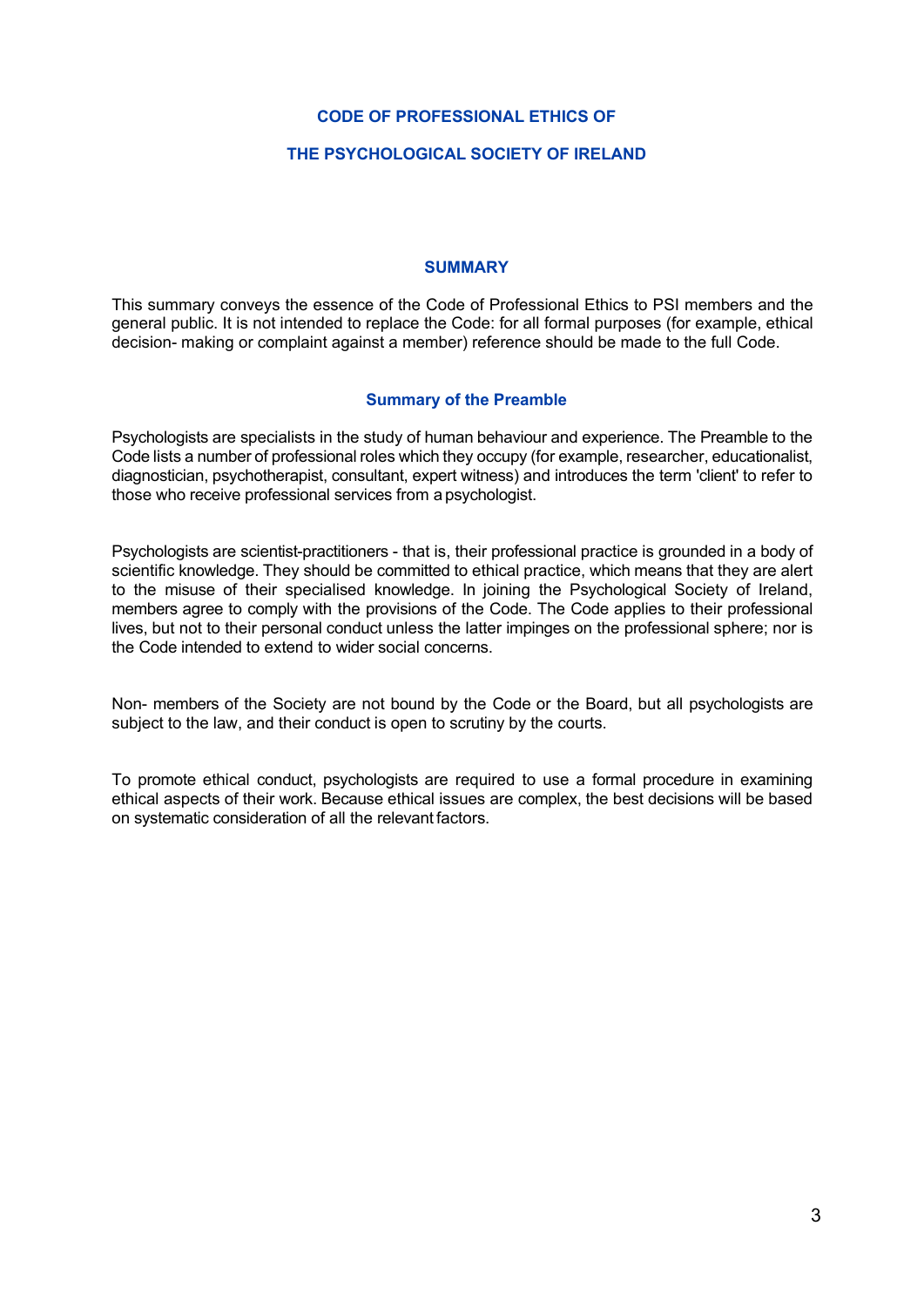# CODE OF PROFESSIONAL ETHICS OF THE PSYCHOLOGICAL SOCIETY OF IRELAND

## SUMMARY

This summary conveys the essence of the Code of Professional Ethics to PSI members and the general public. It is not intended to replace the Code: for all formal purposes (for example, ethical decision- making or complaint against a member) reference should be made to the full Code.

### Summary of the Preamble

Psychologists are specialists in the study of human behaviour and experience. The Preamble to the Code lists a number of professional roles which they occupy (for example, researcher, educationalist, diagnostician, psychotherapist, consultant, expert witness) and introduces the term 'client' to refer to those who receive professional services from a psychologist.

Psychologists are scientist-practitioners - that is, their professional practice is grounded in a body of scientific knowledge. They should be committed to ethical practice, which means that they are alert to the misuse of their specialised knowledge. In joining the Psychological Society of Ireland, members agree to comply with the provisions of the Code. The Code applies to their professional lives, but not to their personal conduct unless the latter impinges on the professional sphere; nor is the Code intended to extend to wider social concerns.

Non- members of the Society are not bound by the Code or the Board, but all psychologists are subject to the law, and their conduct is open to scrutiny by the courts.

To promote ethical conduct, psychologists are required to use a formal procedure in examining ethical aspects of their work. Because ethical issues are complex, the best decisions will be based on systematic consideration of all the relevant factors.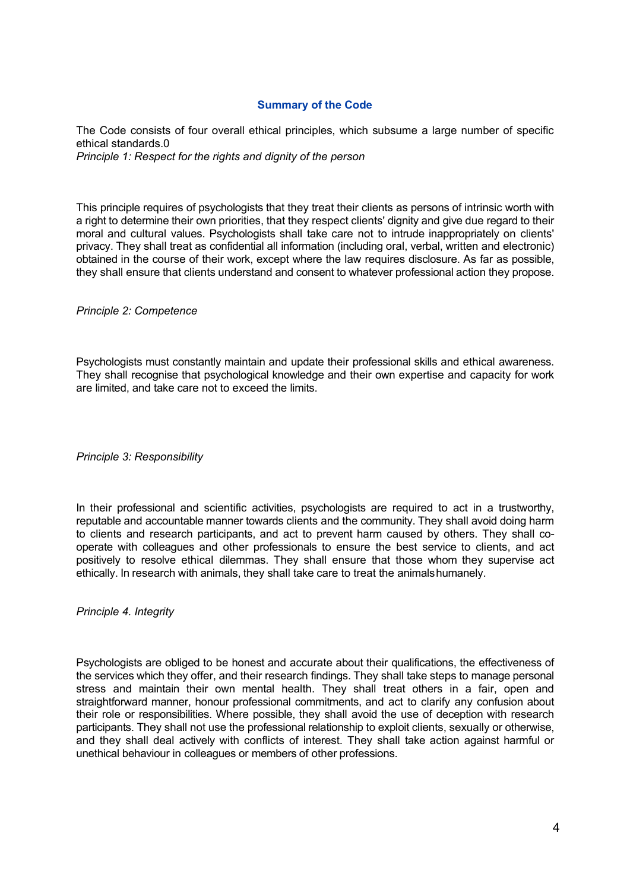## Summary of the Code

The Code consists of four overall ethical principles, which subsume a large number of specific ethical standards.0

*Principle 1: Respect for the rights and dignity of the person*

This principle requires of psychologists that they treat their clients as persons of intrinsic worth with a right to determine their own priorities, that they respect clients' dignity and give due regard to their moral and cultural values. Psychologists shall take care not to intrude inappropriately on clients' privacy. They shall treat as confidential all information (including oral, verbal, written and electronic) obtained in the course of their work, except where the law requires disclosure. As far as possible, they shall ensure that clients understand and consent to whatever professional action they propose.

*Principle 2: Competence*

Psychologists must constantly maintain and update their professional skills and ethical awareness. They shall recognise that psychological knowledge and their own expertise and capacity for work are limited, and take care not to exceed the limits.

*Principle 3: Responsibility*

In their professional and scientific activities, psychologists are required to act in a trustworthy, reputable and accountable manner towards clients and the community. They shall avoid doing harm to clients and research participants, and act to prevent harm caused by others. They shall co-operate with colleagues and other professionals to ensure the best service to clients, and act positively to resolve ethical dilemmas. They shall ensure that those whom they supervise act ethically. In research with animals, they shall take care to treat the animals humanely.

*Principle 4. Integrity*

Psychologists are obliged to be honest and accurate about their qualifications, the effectiveness of the services which they offer, and their research findings. They shall take steps to manage personal stress and maintain their own mental health. They shall treat others in a fair, open and straightforward manner, honour professional commitments, and act to clarify any confusion about their role or responsibilities. Where possible, they shall avoid the use of deception with research participants. They shall not use the professional relationship to exploit clients, sexually or otherwise, and they shall deal actively with conflicts of interest. They shall take action against harmful or unethical behaviour in colleagues or members of other professions.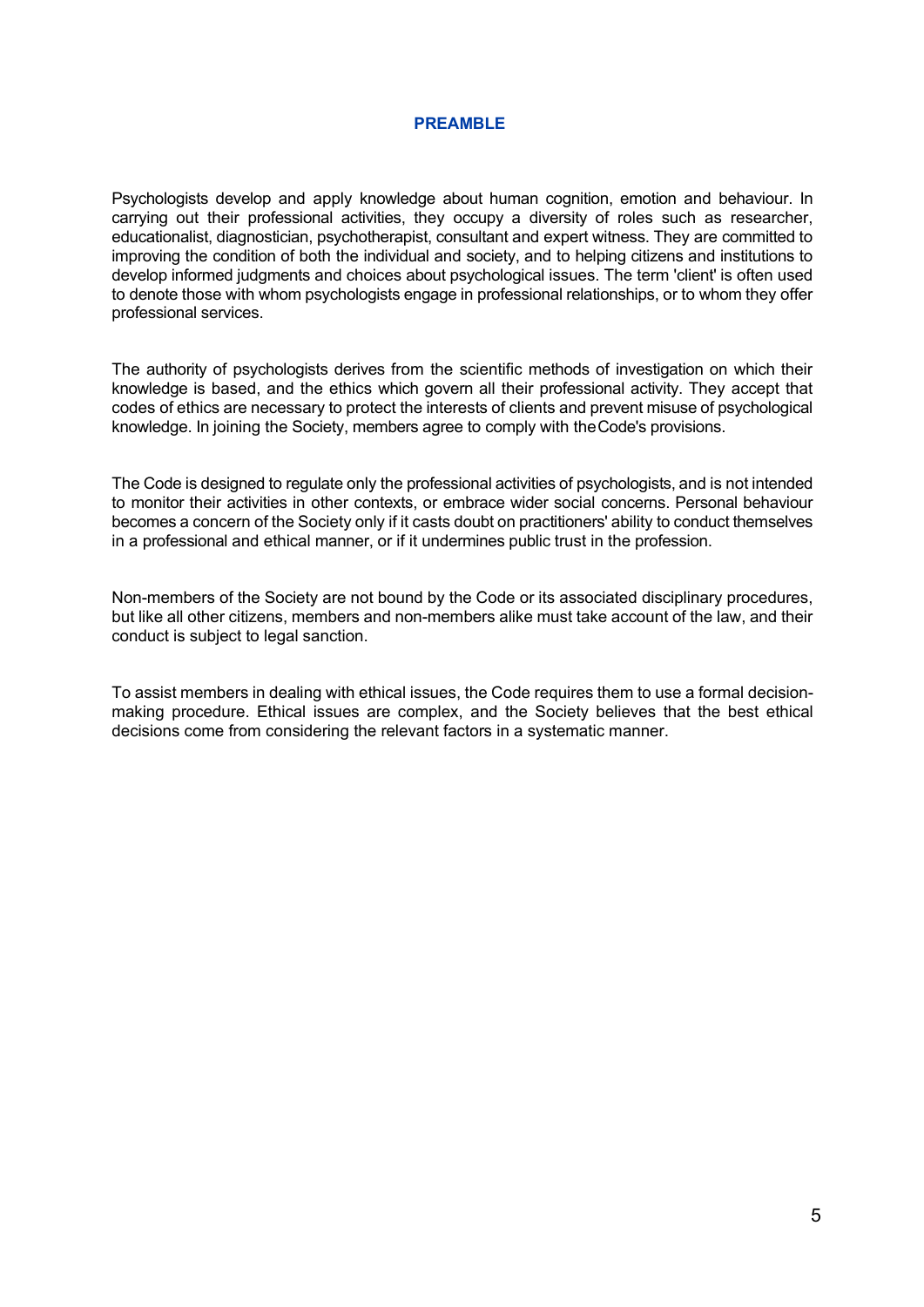## PREAMBLE

Psychologists develop and apply knowledge about human cognition, emotion and behaviour. In carrying out their professional activities, they occupy a diversity of roles such as researcher, educationalist, diagnostician, psychotherapist, consultant and expert witness. They are committed to improving the condition of both the individual and society, and to helping citizens and institutions to develop informed judgments and choices about psychological issues. The term 'client' is often used to denote those with whom psychologists engage in professional relationships, or to whom they offer professional services.

The authority of psychologists derives from the scientific methods of investigation on which their knowledge is based, and the ethics which govern all their professional activity. They accept that codes of ethics are necessary to protect the interests of clients and prevent misuse of psychological knowledge. In joining the Society, members agree to comply with the Code's provisions.

The Code is designed to regulate only the professional activities of psychologists, and is not intended to monitor their activities in other contexts, or embrace wider social concerns. Personal behaviour becomes a concern of the Society only if it casts doubt on practitioners' ability to conduct themselves in a professional and ethical manner, or if it undermines public trust in the profession.

Non-members of the Society are not bound by the Code or its associated disciplinary procedures, but like all other citizens, members and non-members alike must take account of the law, and their conduct is subject to legal sanction.

To assist members in dealing with ethical issues, the Code requires them to use a formal decision-making procedure. Ethical issues are complex, and the Society believes that the best ethical decisions come from considering the relevant factors in a systematic manner.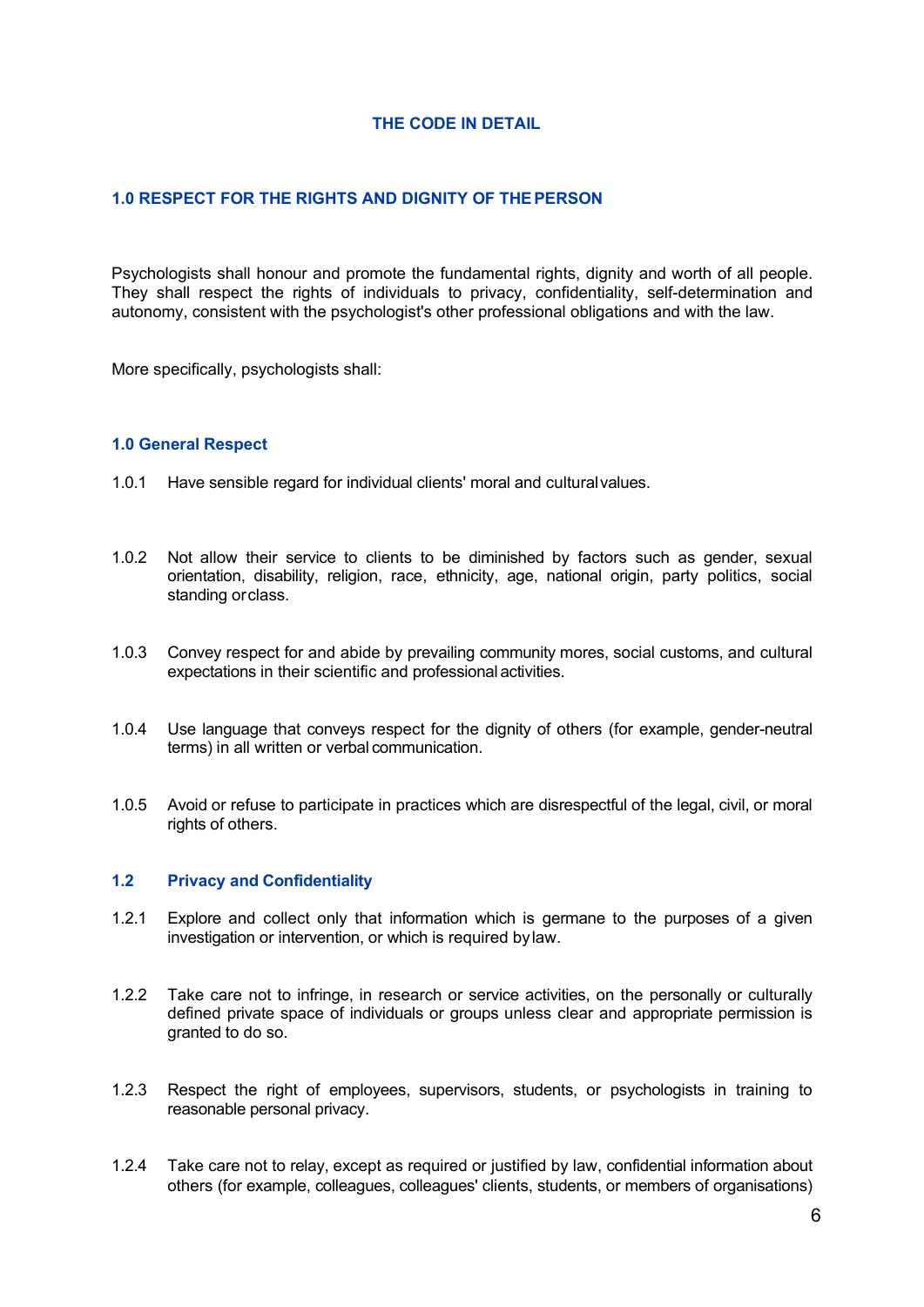## THE CODE IN DETAIL

### 1.0 RESPECT FOR THE RIGHTS AND DIGNITY OF THE PERSON

Psychologists shall honour and promote the fundamental rights, dignity and worth of all people. They shall respect the rights of individuals to privacy, confidentiality, self-determination and autonomy, consistent with the psychologist's other professional obligations and with the law.

More specifically, psychologists shall:

#### 1.0 General Respect

1.0.1 Have sensible regard for individual clients' moral and cultural values.

1.0.2 Not allow their service to clients to be diminished by factors such as gender, sexual orientation, disability, religion, race, ethnicity, age, national origin, party politics, social standing or class.

1.0.3 Convey respect for and abide by prevailing community mores, social customs, and cultural expectations in their scientific and professional activities.

1.0.4 Use language that conveys respect for the dignity of others (for example, gender-neutral terms) in all written or verbal communication.

1.0.5 Avoid or refuse to participate in practices which are disrespectful of the legal, civil, or moral rights of others.

#### 1.2 Privacy and Confidentiality

1.2.1 Explore and collect only that information which is germane to the purposes of a given investigation or intervention, or which is required by law.

1.2.2 Take care not to infringe, in research or service activities, on the personally or culturally defined private space of individuals or groups unless clear and appropriate permission is granted to do so.

1.2.3 Respect the right of employees, supervisors, students, or psychologists in training to reasonable personal privacy.

1.2.4 Take care not to relay, except as required or justified by law, confidential information about others (for example, colleagues, colleagues' clients, students, or members of organisations)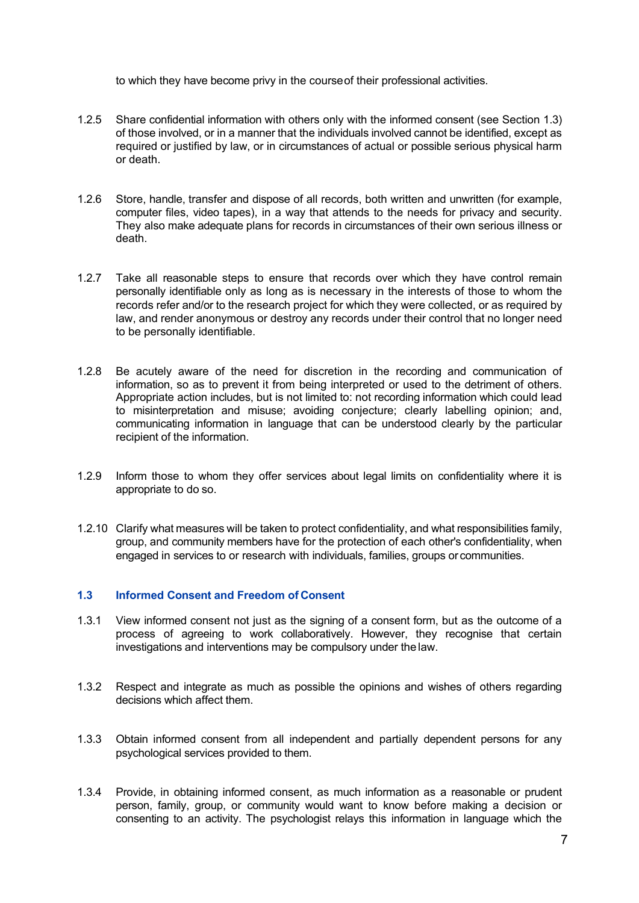to which they have become privy in the course of their professional activities.

1.2.5 Share confidential information with others only with the informed consent (see Section 1.3) of those involved, or in a manner that the individuals involved cannot be identified, except as required or justified by law, or in circumstances of actual or possible serious physical harm or death.

1.2.6 Store, handle, transfer and dispose of all records, both written and unwritten (for example, computer files, video tapes), in a way that attends to the needs for privacy and security. They also make adequate plans for records in circumstances of their own serious illness or death.

1.2.7 Take all reasonable steps to ensure that records over which they have control remain personally identifiable only as long as is necessary in the interests of those to whom the records refer and/or to the research project for which they were collected, or as required by law, and render anonymous or destroy any records under their control that no longer need to be personally identifiable.

1.2.8 Be acutely aware of the need for discretion in the recording and communication of information, so as to prevent it from being interpreted or used to the detriment of others. Appropriate action includes, but is not limited to: not recording information which could lead to misinterpretation and misuse; avoiding conjecture; clearly labelling opinion; and, communicating information in language that can be understood clearly by the particular recipient of the information.

1.2.9 Inform those to whom they offer services about legal limits on confidentiality where it is appropriate to do so.

1.2.10 Clarify what measures will be taken to protect confidentiality, and what responsibilities family, group, and community members have for the protection of each other's confidentiality, when engaged in services to or research with individuals, families, groups or communities.

### 1.3 Informed Consent and Freedom of Consent

1.3.1 View informed consent not just as the signing of a consent form, but as the outcome of a process of agreeing to work collaboratively. However, they recognise that certain investigations and interventions may be compulsory under the law.

1.3.2 Respect and integrate as much as possible the opinions and wishes of others regarding decisions which affect them.

1.3.3 Obtain informed consent from all independent and partially dependent persons for any psychological services provided to them.

1.3.4 Provide, in obtaining informed consent, as much information as a reasonable or prudent person, family, group, or community would want to know before making a decision or consenting to an activity. The psychologist relays this information in language which the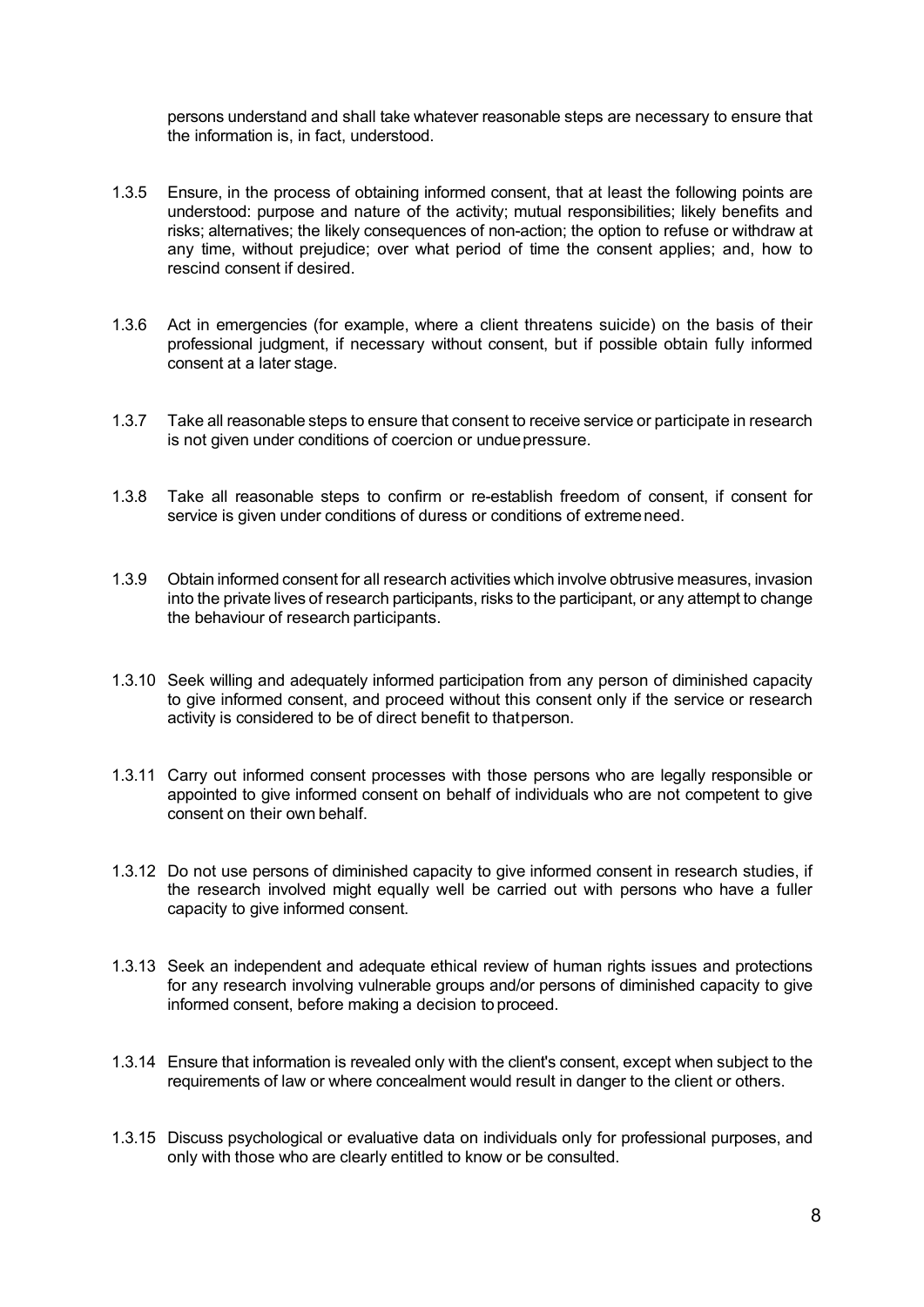persons understand and shall take whatever reasonable steps are necessary to ensure that the information is, in fact, understood.

1.3.5 Ensure, in the process of obtaining informed consent, that at least the following points are understood: purpose and nature of the activity; mutual responsibilities; likely benefits and risks; alternatives; the likely consequences of non-action; the option to refuse or withdraw at any time, without prejudice; over what period of time the consent applies; and, how to rescind consent if desired.

1.3.6 Act in emergencies (for example, where a client threatens suicide) on the basis of their professional judgment, if necessary without consent, but if possible obtain fully informed consent at a later stage.

1.3.7 Take all reasonable steps to ensure that consent to receive service or participate in research is not given under conditions of coercion or undue pressure.

1.3.8 Take all reasonable steps to confirm or re-establish freedom of consent, if consent for service is given under conditions of duress or conditions of extreme need.

1.3.9 Obtain informed consent for all research activities which involve obtrusive measures, invasion into the private lives of research participants, risks to the participant, or any attempt to change the behaviour of research participants.

1.3.10 Seek willing and adequately informed participation from any person of diminished capacity to give informed consent, and proceed without this consent only if the service or research activity is considered to be of direct benefit to that person.

1.3.11 Carry out informed consent processes with those persons who are legally responsible or appointed to give informed consent on behalf of individuals who are not competent to give consent on their own behalf.

1.3.12 Do not use persons of diminished capacity to give informed consent in research studies, if the research involved might equally well be carried out with persons who have a fuller capacity to give informed consent.

1.3.13 Seek an independent and adequate ethical review of human rights issues and protections for any research involving vulnerable groups and/or persons of diminished capacity to give informed consent, before making a decision to proceed.

1.3.14 Ensure that information is revealed only with the client's consent, except when subject to the requirements of law or where concealment would result in danger to the client or others.

1.3.15 Discuss psychological or evaluative data on individuals only for professional purposes, and only with those who are clearly entitled to know or be consulted.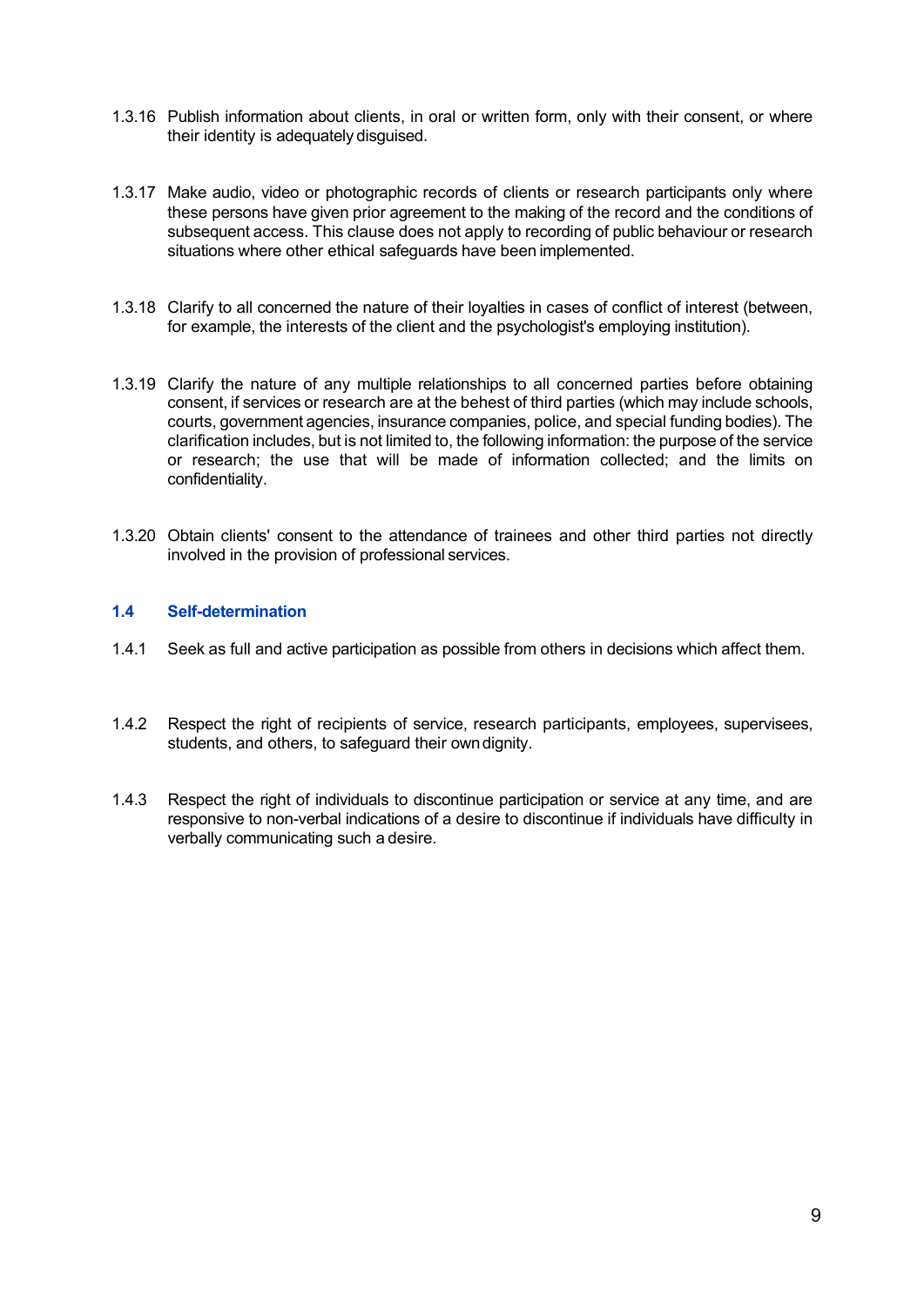1.3.16 Publish information about clients, in oral or written form, only with their consent, or where their identity is adequately disguised.

1.3.17 Make audio, video or photographic records of clients or research participants only where these persons have given prior agreement to the making of the record and the conditions of subsequent access. This clause does not apply to recording of public behaviour or research situations where other ethical safeguards have been implemented.

1.3.18 Clarify to all concerned the nature of their loyalties in cases of conflict of interest (between, for example, the interests of the client and the psychologist's employing institution).

1.3.19 Clarify the nature of any multiple relationships to all concerned parties before obtaining consent, if services or research are at the behest of third parties (which may include schools, courts, government agencies, insurance companies, police, and special funding bodies). The clarification includes, but is not limited to, the following information: the purpose of the service or research; the use that will be made of information collected; and the limits on confidentiality.

1.3.20 Obtain clients' consent to the attendance of trainees and other third parties not directly involved in the provision of professional services.

### 1.4 Self-determination

1.4.1 Seek as full and active participation as possible from others in decisions which affect them.

1.4.2 Respect the right of recipients of service, research participants, employees, supervisees, students, and others, to safeguard their own dignity.

1.4.3 Respect the right of individuals to discontinue participation or service at any time, and are responsive to non-verbal indications of a desire to discontinue if individuals have difficulty in verbally communicating such a desire.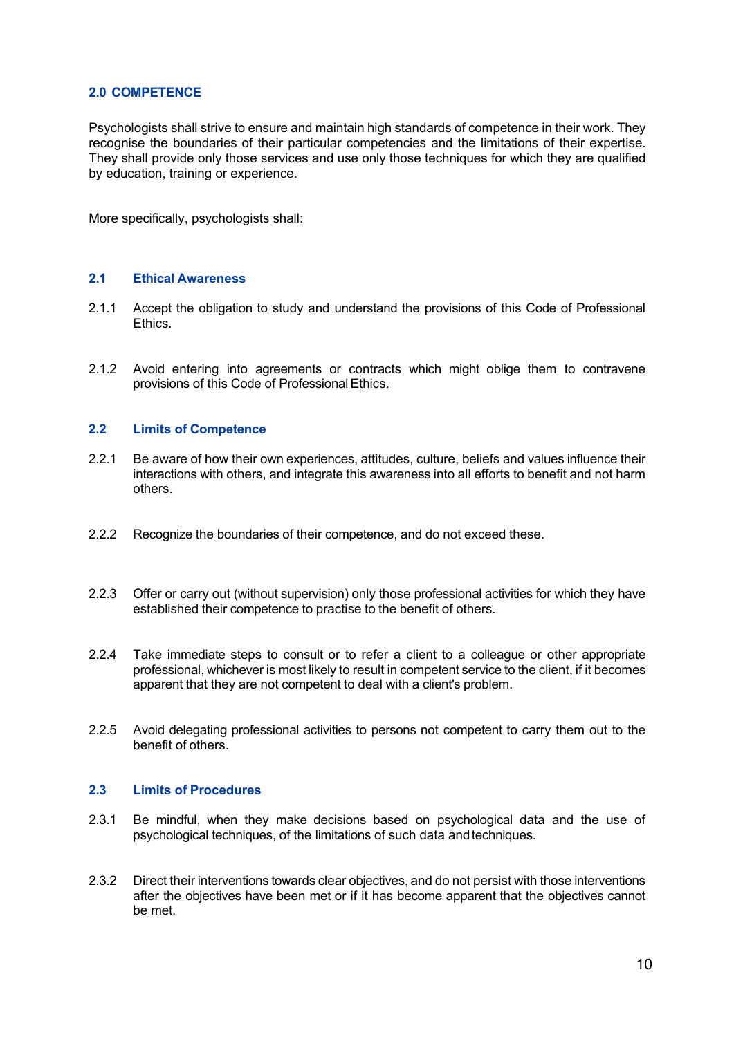## 2.0 COMPETENCE

Psychologists shall strive to ensure and maintain high standards of competence in their work. They recognise the boundaries of their particular competencies and the limitations of their expertise. They shall provide only those services and use only those techniques for which they are qualified by education, training or experience.

More specifically, psychologists shall:

### 2.1 Ethical Awareness

2.1.1 Accept the obligation to study and understand the provisions of this Code of Professional Ethics.

2.1.2 Avoid entering into agreements or contracts which might oblige them to contravene provisions of this Code of Professional Ethics.

### 2.2 Limits of Competence

2.2.1 Be aware of how their own experiences, attitudes, culture, beliefs and values influence their interactions with others, and integrate this awareness into all efforts to benefit and not harm others.

2.2.2 Recognize the boundaries of their competence, and do not exceed these.

2.2.3 Offer or carry out (without supervision) only those professional activities for which they have established their competence to practise to the benefit of others.

2.2.4 Take immediate steps to consult or to refer a client to a colleague or other appropriate professional, whichever is most likely to result in competent service to the client, if it becomes apparent that they are not competent to deal with a client's problem.

2.2.5 Avoid delegating professional activities to persons not competent to carry them out to the benefit of others.

### 2.3 Limits of Procedures

2.3.1 Be mindful, when they make decisions based on psychological data and the use of psychological techniques, of the limitations of such data and techniques.

2.3.2 Direct their interventions towards clear objectives, and do not persist with those interventions after the objectives have been met or if it has become apparent that the objectives cannot be met.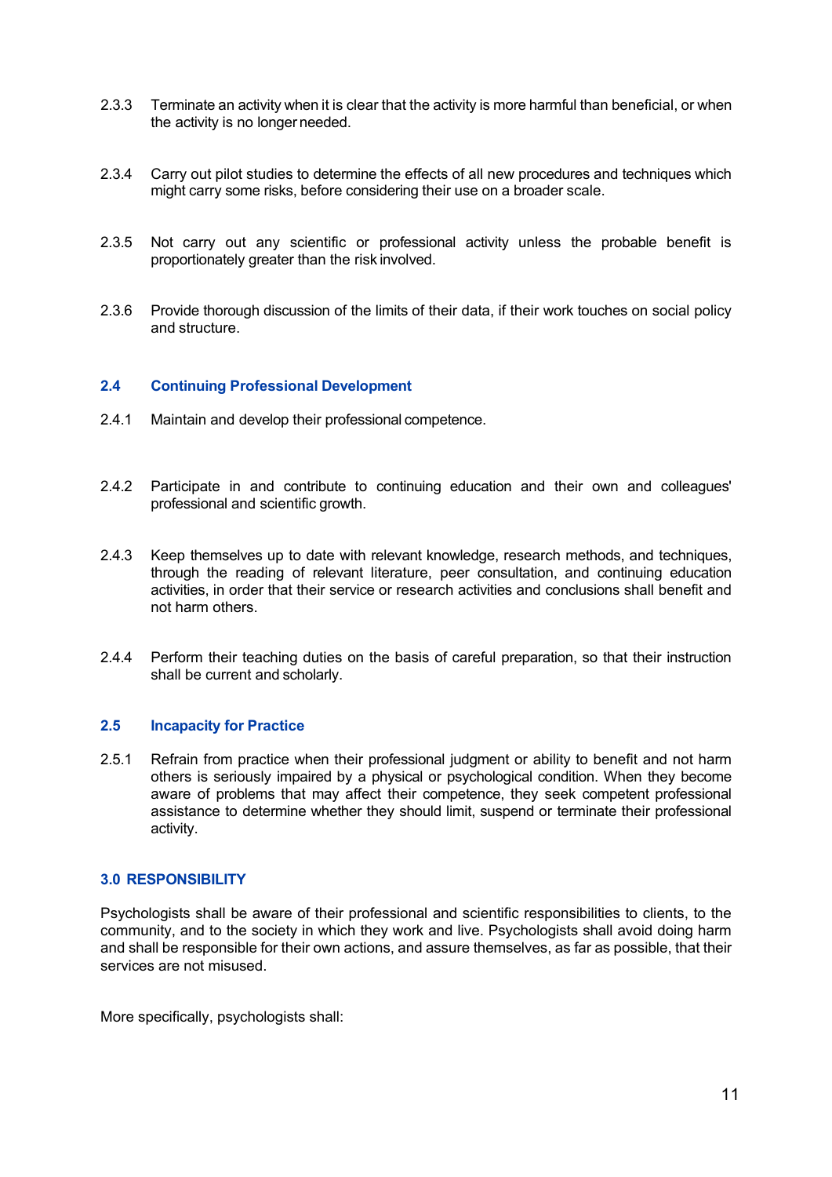2.3.3 Terminate an activity when it is clear that the activity is more harmful than beneficial, or when the activity is no longer needed.

2.3.4 Carry out pilot studies to determine the effects of all new procedures and techniques which might carry some risks, before considering their use on a broader scale.

2.3.5 Not carry out any scientific or professional activity unless the probable benefit is proportionately greater than the risk involved.

2.3.6 Provide thorough discussion of the limits of their data, if their work touches on social policy and structure.

### 2.4 Continuing Professional Development

2.4.1 Maintain and develop their professional competence.

2.4.2 Participate in and contribute to continuing education and their own and colleagues' professional and scientific growth.

2.4.3 Keep themselves up to date with relevant knowledge, research methods, and techniques, through the reading of relevant literature, peer consultation, and continuing education activities, in order that their service or research activities and conclusions shall benefit and not harm others.

2.4.4 Perform their teaching duties on the basis of careful preparation, so that their instruction shall be current and scholarly.

### 2.5 Incapacity for Practice

2.5.1 Refrain from practice when their professional judgment or ability to benefit and not harm others is seriously impaired by a physical or psychological condition. When they become aware of problems that may affect their competence, they seek competent professional assistance to determine whether they should limit, suspend or terminate their professional activity.

## 3.0 RESPONSIBILITY

Psychologists shall be aware of their professional and scientific responsibilities to clients, to the community, and to the society in which they work and live. Psychologists shall avoid doing harm and shall be responsible for their own actions, and assure themselves, as far as possible, that their services are not misused.

More specifically, psychologists shall: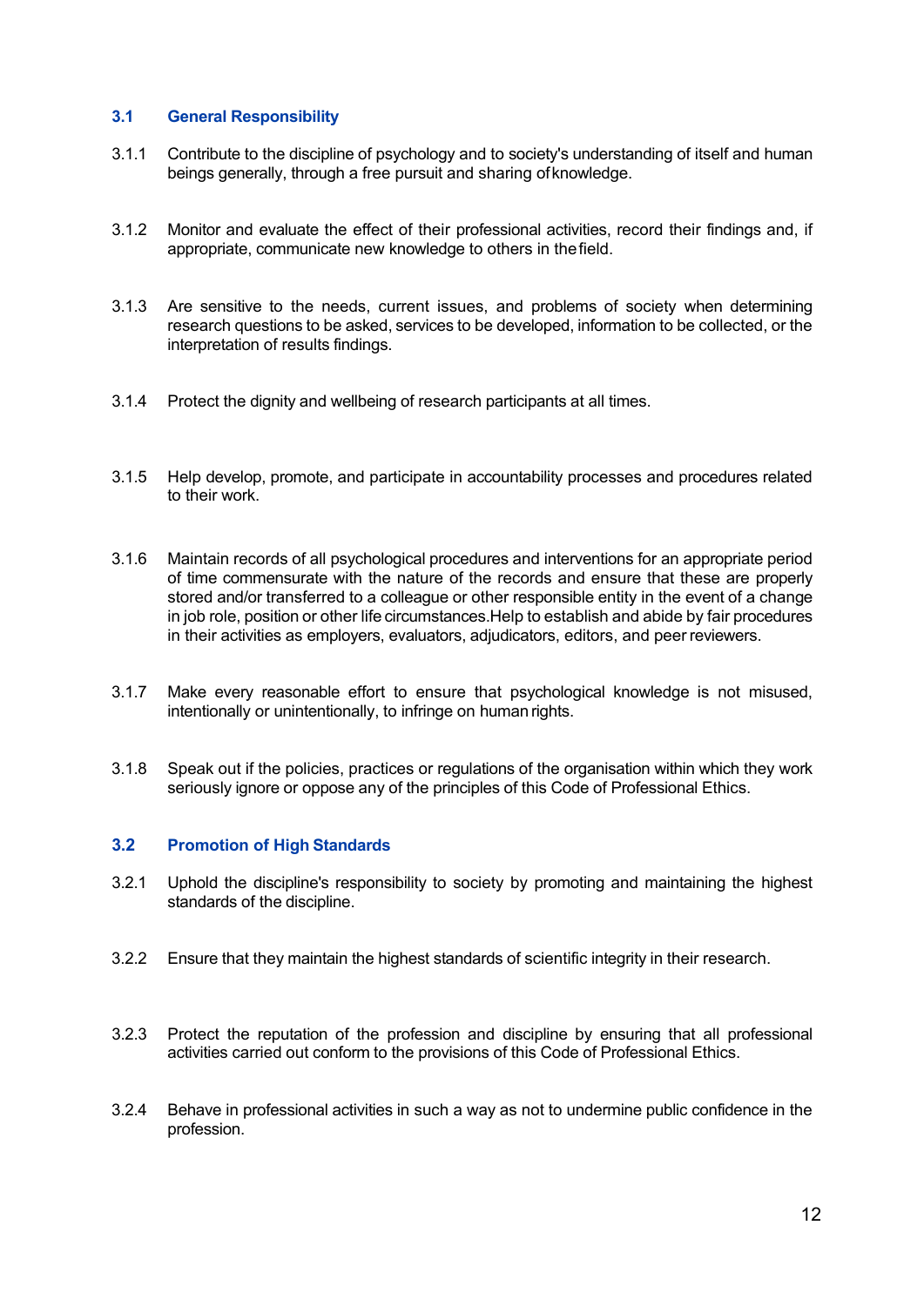### 3.1 General Responsibility

3.1.1 Contribute to the discipline of psychology and to society's understanding of itself and human beings generally, through a free pursuit and sharing of knowledge.

3.1.2 Monitor and evaluate the effect of their professional activities, record their findings and, if appropriate, communicate new knowledge to others in the field.

3.1.3 Are sensitive to the needs, current issues, and problems of society when determining research questions to be asked, services to be developed, information to be collected, or the interpretation of results findings.

3.1.4 Protect the dignity and wellbeing of research participants at all times.

3.1.5 Help develop, promote, and participate in accountability processes and procedures related to their work.

3.1.6 Maintain records of all psychological procedures and interventions for an appropriate period of time commensurate with the nature of the records and ensure that these are properly stored and/or transferred to a colleague or other responsible entity in the event of a change in job role, position or other life circumstances.Help to establish and abide by fair procedures in their activities as employers, evaluators, adjudicators, editors, and peer reviewers.

3.1.7 Make every reasonable effort to ensure that psychological knowledge is not misused, intentionally or unintentionally, to infringe on human rights.

3.1.8 Speak out if the policies, practices or regulations of the organisation within which they work seriously ignore or oppose any of the principles of this Code of Professional Ethics.

### 3.2 Promotion of High Standards

3.2.1 Uphold the discipline's responsibility to society by promoting and maintaining the highest standards of the discipline.

3.2.2 Ensure that they maintain the highest standards of scientific integrity in their research.

3.2.3 Protect the reputation of the profession and discipline by ensuring that all professional activities carried out conform to the provisions of this Code of Professional Ethics.

3.2.4 Behave in professional activities in such a way as not to undermine public confidence in the profession.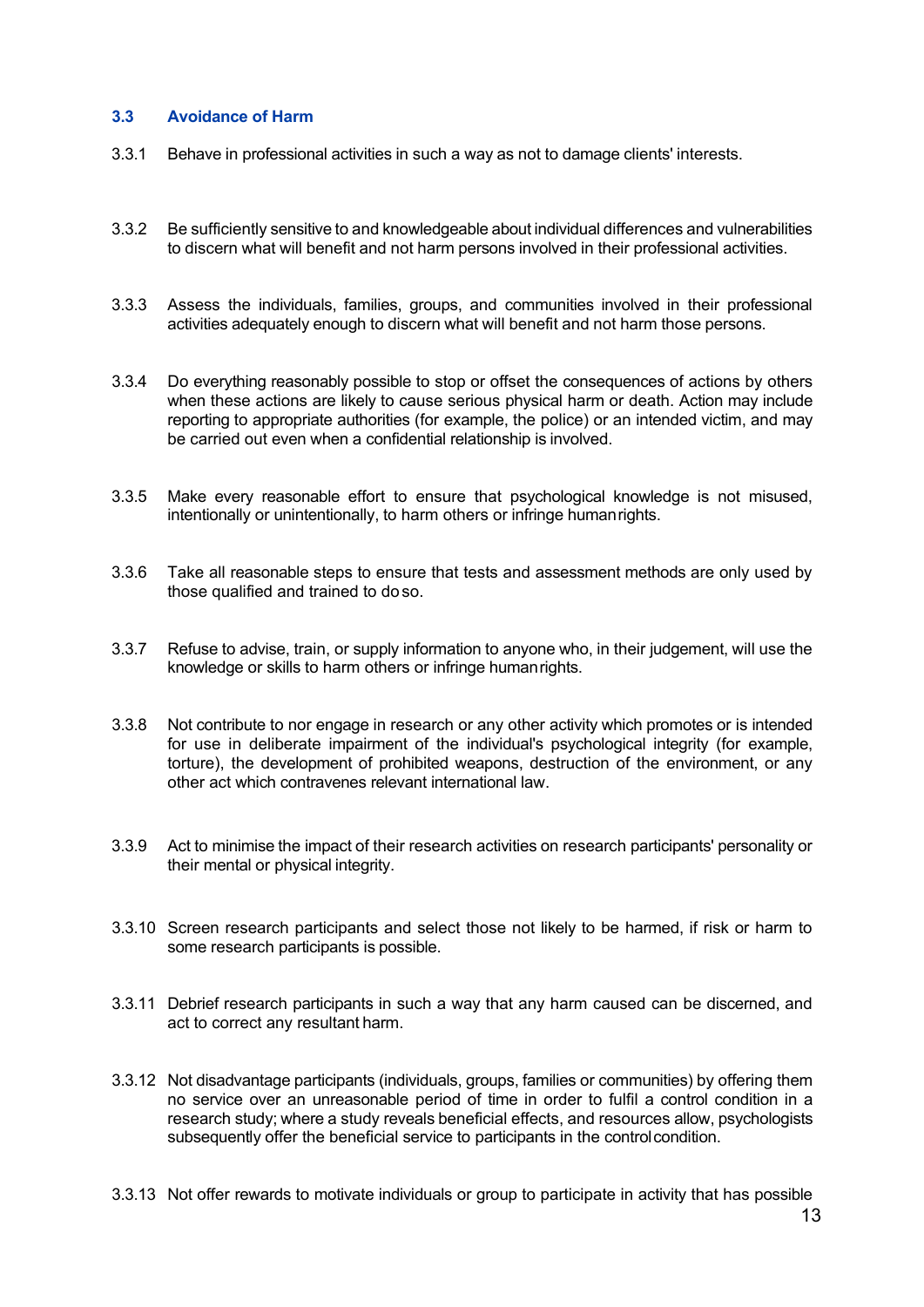### 3.3 Avoidance of Harm

3.3.1 Behave in professional activities in such a way as not to damage clients' interests.

3.3.2 Be sufficiently sensitive to and knowledgeable about individual differences and vulnerabilities to discern what will benefit and not harm persons involved in their professional activities.

3.3.3 Assess the individuals, families, groups, and communities involved in their professional activities adequately enough to discern what will benefit and not harm those persons.

3.3.4 Do everything reasonably possible to stop or offset the consequences of actions by others when these actions are likely to cause serious physical harm or death. Action may include reporting to appropriate authorities (for example, the police) or an intended victim, and may be carried out even when a confidential relationship is involved.

3.3.5 Make every reasonable effort to ensure that psychological knowledge is not misused, intentionally or unintentionally, to harm others or infringe human rights.

3.3.6 Take all reasonable steps to ensure that tests and assessment methods are only used by those qualified and trained to do so.

3.3.7 Refuse to advise, train, or supply information to anyone who, in their judgement, will use the knowledge or skills to harm others or infringe human rights.

3.3.8 Not contribute to nor engage in research or any other activity which promotes or is intended for use in deliberate impairment of the individual's psychological integrity (for example, torture), the development of prohibited weapons, destruction of the environment, or any other act which contravenes relevant international law.

3.3.9 Act to minimise the impact of their research activities on research participants' personality or their mental or physical integrity.

3.3.10 Screen research participants and select those not likely to be harmed, if risk or harm to some research participants is possible.

3.3.11 Debrief research participants in such a way that any harm caused can be discerned, and act to correct any resultant harm.

3.3.12 Not disadvantage participants (individuals, groups, families or communities) by offering them no service over an unreasonable period of time in order to fulfil a control condition in a research study; where a study reveals beneficial effects, and resources allow, psychologists subsequently offer the beneficial service to participants in the control condition.

3.3.13 Not offer rewards to motivate individuals or group to participate in activity that has possible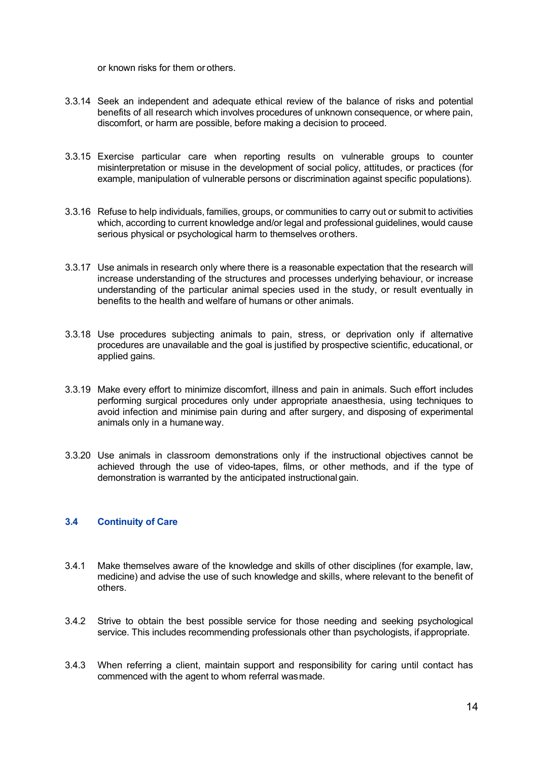or known risks for them or others.

3.3.14 Seek an independent and adequate ethical review of the balance of risks and potential benefits of all research which involves procedures of unknown consequence, or where pain, discomfort, or harm are possible, before making a decision to proceed.

3.3.15 Exercise particular care when reporting results on vulnerable groups to counter misinterpretation or misuse in the development of social policy, attitudes, or practices (for example, manipulation of vulnerable persons or discrimination against specific populations).

3.3.16 Refuse to help individuals, families, groups, or communities to carry out or submit to activities which, according to current knowledge and/or legal and professional guidelines, would cause serious physical or psychological harm to themselves or others.

3.3.17 Use animals in research only where there is a reasonable expectation that the research will increase understanding of the structures and processes underlying behaviour, or increase understanding of the particular animal species used in the study, or result eventually in benefits to the health and welfare of humans or other animals.

3.3.18 Use procedures subjecting animals to pain, stress, or deprivation only if alternative procedures are unavailable and the goal is justified by prospective scientific, educational, or applied gains.

3.3.19 Make every effort to minimize discomfort, illness and pain in animals. Such effort includes performing surgical procedures only under appropriate anaesthesia, using techniques to avoid infection and minimise pain during and after surgery, and disposing of experimental animals only in a humane way.

3.3.20 Use animals in classroom demonstrations only if the instructional objectives cannot be achieved through the use of video-tapes, films, or other methods, and if the type of demonstration is warranted by the anticipated instructional gain.

### 3.4 Continuity of Care

3.4.1 Make themselves aware of the knowledge and skills of other disciplines (for example, law, medicine) and advise the use of such knowledge and skills, where relevant to the benefit of others.

3.4.2 Strive to obtain the best possible service for those needing and seeking psychological service. This includes recommending professionals other than psychologists, if appropriate.

3.4.3 When referring a client, maintain support and responsibility for caring until contact has commenced with the agent to whom referral was made.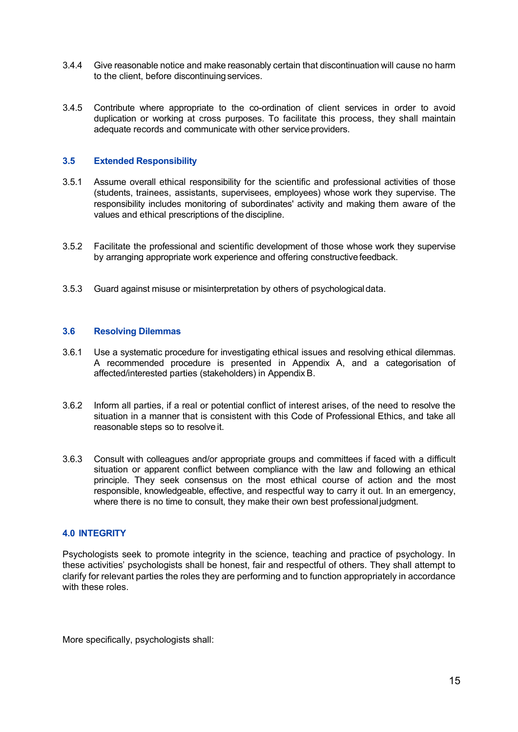3.4.4 Give reasonable notice and make reasonably certain that discontinuation will cause no harm to the client, before discontinuing services.

3.4.5 Contribute where appropriate to the co-ordination of client services in order to avoid duplication or working at cross purposes. To facilitate this process, they shall maintain adequate records and communicate with other service providers.

### 3.5 Extended Responsibility

3.5.1 Assume overall ethical responsibility for the scientific and professional activities of those (students, trainees, assistants, supervisees, employees) whose work they supervise. The responsibility includes monitoring of subordinates' activity and making them aware of the values and ethical prescriptions of the discipline.

3.5.2 Facilitate the professional and scientific development of those whose work they supervise by arranging appropriate work experience and offering constructive feedback.

3.5.3 Guard against misuse or misinterpretation by others of psychological data.

### 3.6 Resolving Dilemmas

3.6.1 Use a systematic procedure for investigating ethical issues and resolving ethical dilemmas. A recommended procedure is presented in Appendix A, and a categorisation of affected/interested parties (stakeholders) in Appendix B.

3.6.2 Inform all parties, if a real or potential conflict of interest arises, of the need to resolve the situation in a manner that is consistent with this Code of Professional Ethics, and take all reasonable steps so to resolve it.

3.6.3 Consult with colleagues and/or appropriate groups and committees if faced with a difficult situation or apparent conflict between compliance with the law and following an ethical principle. They seek consensus on the most ethical course of action and the most responsible, knowledgeable, effective, and respectful way to carry it out. In an emergency, where there is no time to consult, they make their own best professional judgment.

## 4.0 INTEGRITY

Psychologists seek to promote integrity in the science, teaching and practice of psychology. In these activities' psychologists shall be honest, fair and respectful of others. They shall attempt to clarify for relevant parties the roles they are performing and to function appropriately in accordance with these roles.

More specifically, psychologists shall: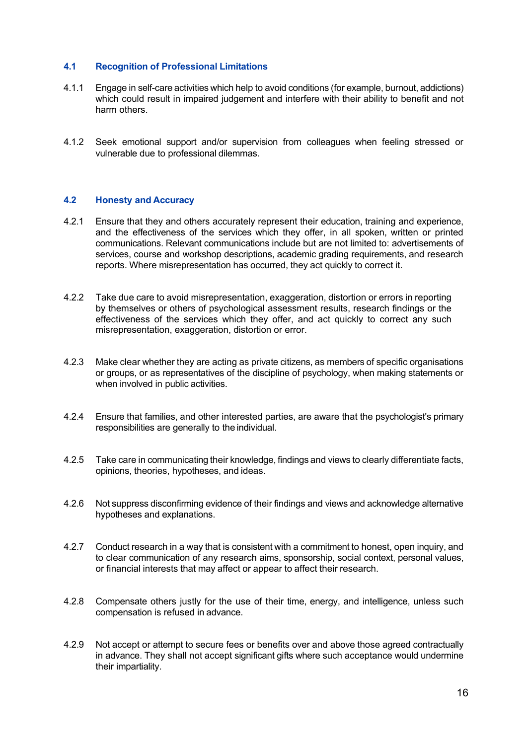### 4.1 Recognition of Professional Limitations

4.1.1 Engage in self-care activities which help to avoid conditions (for example, burnout, addictions) which could result in impaired judgement and interfere with their ability to benefit and not harm others.

4.1.2 Seek emotional support and/or supervision from colleagues when feeling stressed or vulnerable due to professional dilemmas.

### 4.2 Honesty and Accuracy

4.2.1 Ensure that they and others accurately represent their education, training and experience, and the effectiveness of the services which they offer, in all spoken, written or printed communications. Relevant communications include but are not limited to: advertisements of services, course and workshop descriptions, academic grading requirements, and research reports. Where misrepresentation has occurred, they act quickly to correct it.

4.2.2 Take due care to avoid misrepresentation, exaggeration, distortion or errors in reporting by themselves or others of psychological assessment results, research findings or the effectiveness of the services which they offer, and act quickly to correct any such misrepresentation, exaggeration, distortion or error.

4.2.3 Make clear whether they are acting as private citizens, as members of specific organisations or groups, or as representatives of the discipline of psychology, when making statements or when involved in public activities.

4.2.4 Ensure that families, and other interested parties, are aware that the psychologist's primary responsibilities are generally to the individual.

4.2.5 Take care in communicating their knowledge, findings and views to clearly differentiate facts, opinions, theories, hypotheses, and ideas.

4.2.6 Not suppress disconfirming evidence of their findings and views and acknowledge alternative hypotheses and explanations.

4.2.7 Conduct research in a way that is consistent with a commitment to honest, open inquiry, and to clear communication of any research aims, sponsorship, social context, personal values, or financial interests that may affect or appear to affect their research.

4.2.8 Compensate others justly for the use of their time, energy, and intelligence, unless such compensation is refused in advance.

4.2.9 Not accept or attempt to secure fees or benefits over and above those agreed contractually in advance. They shall not accept significant gifts where such acceptance would undermine their impartiality.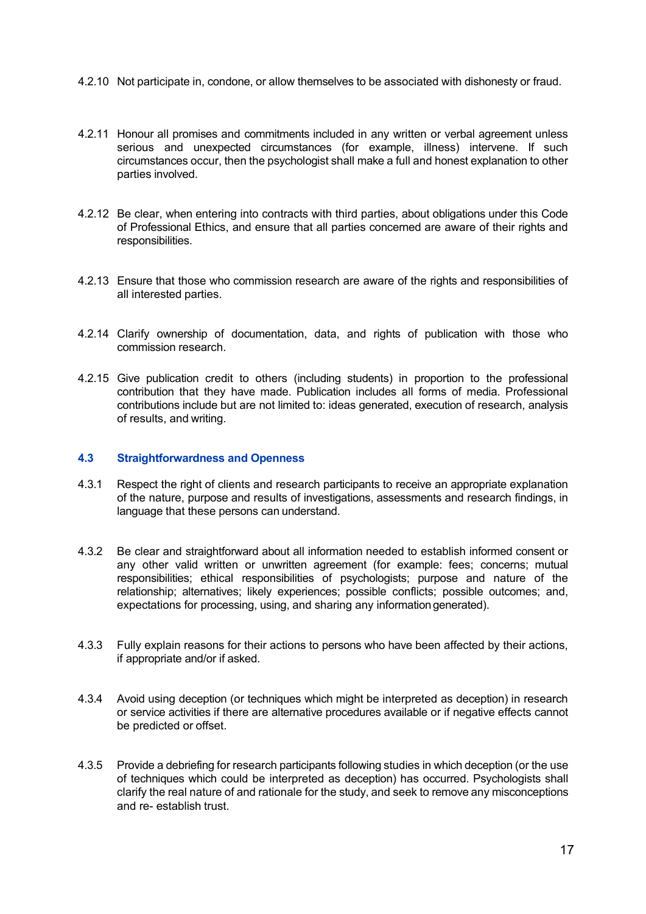4.2.10 Not participate in, condone, or allow themselves to be associated with dishonesty or fraud.

4.2.11 Honour all promises and commitments included in any written or verbal agreement unless serious and unexpected circumstances (for example, illness) intervene. If such circumstances occur, then the psychologist shall make a full and honest explanation to other parties involved.

4.2.12 Be clear, when entering into contracts with third parties, about obligations under this Code of Professional Ethics, and ensure that all parties concerned are aware of their rights and responsibilities.

4.2.13 Ensure that those who commission research are aware of the rights and responsibilities of all interested parties.

4.2.14 Clarify ownership of documentation, data, and rights of publication with those who commission research.

4.2.15 Give publication credit to others (including students) in proportion to the professional contribution that they have made. Publication includes all forms of media. Professional contributions include but are not limited to: ideas generated, execution of research, analysis of results, and writing.

### 4.3 Straightforwardness and Openness

4.3.1 Respect the right of clients and research participants to receive an appropriate explanation of the nature, purpose and results of investigations, assessments and research findings, in language that these persons can understand.

4.3.2 Be clear and straightforward about all information needed to establish informed consent or any other valid written or unwritten agreement (for example: fees; concerns; mutual responsibilities; ethical responsibilities of psychologists; purpose and nature of the relationship; alternatives; likely experiences; possible conflicts; possible outcomes; and, expectations for processing, using, and sharing any information generated).

4.3.3 Fully explain reasons for their actions to persons who have been affected by their actions, if appropriate and/or if asked.

4.3.4 Avoid using deception (or techniques which might be interpreted as deception) in research or service activities if there are alternative procedures available or if negative effects cannot be predicted or offset.

4.3.5 Provide a debriefing for research participants following studies in which deception (or the use of techniques which could be interpreted as deception) has occurred. Psychologists shall clarify the real nature of and rationale for the study, and seek to remove any misconceptions and re- establish trust.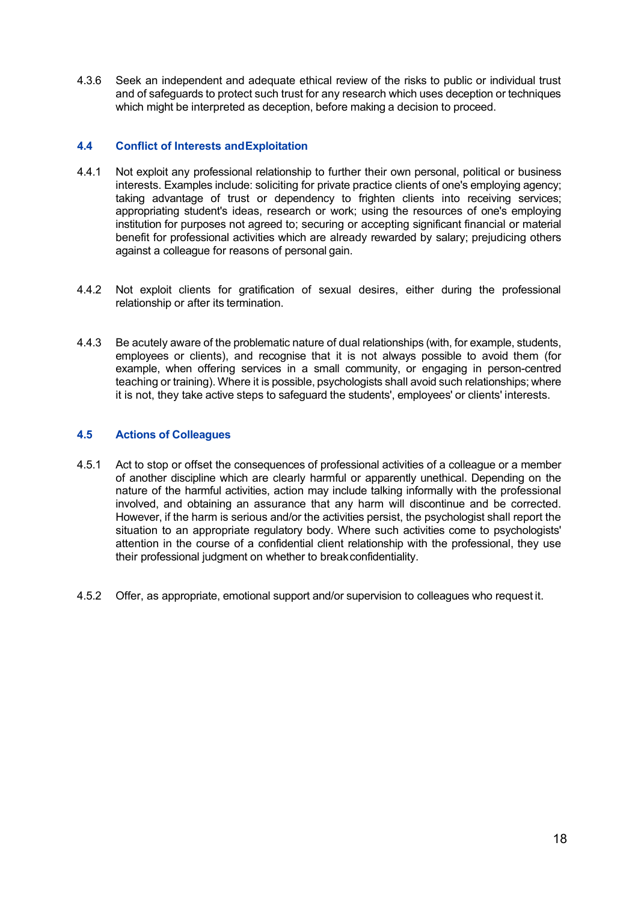4.3.6 Seek an independent and adequate ethical review of the risks to public or individual trust and of safeguards to protect such trust for any research which uses deception or techniques which might be interpreted as deception, before making a decision to proceed.

### 4.4 Conflict of Interests and Exploitation

4.4.1 Not exploit any professional relationship to further their own personal, political or business interests. Examples include: soliciting for private practice clients of one's employing agency; taking advantage of trust or dependency to frighten clients into receiving services; appropriating student's ideas, research or work; using the resources of one's employing institution for purposes not agreed to; securing or accepting significant financial or material benefit for professional activities which are already rewarded by salary; prejudicing others against a colleague for reasons of personal gain.

4.4.2 Not exploit clients for gratification of sexual desires, either during the professional relationship or after its termination.

4.4.3 Be acutely aware of the problematic nature of dual relationships (with, for example, students, employees or clients), and recognise that it is not always possible to avoid them (for example, when offering services in a small community, or engaging in person-centred teaching or training). Where it is possible, psychologists shall avoid such relationships; where it is not, they take active steps to safeguard the students', employees' or clients' interests.

### 4.5 Actions of Colleagues

4.5.1 Act to stop or offset the consequences of professional activities of a colleague or a member of another discipline which are clearly harmful or apparently unethical. Depending on the nature of the harmful activities, action may include talking informally with the professional involved, and obtaining an assurance that any harm will discontinue and be corrected. However, if the harm is serious and/or the activities persist, the psychologist shall report the situation to an appropriate regulatory body. Where such activities come to psychologists' attention in the course of a confidential client relationship with the professional, they use their professional judgment on whether to break confidentiality.

4.5.2 Offer, as appropriate, emotional support and/or supervision to colleagues who request it.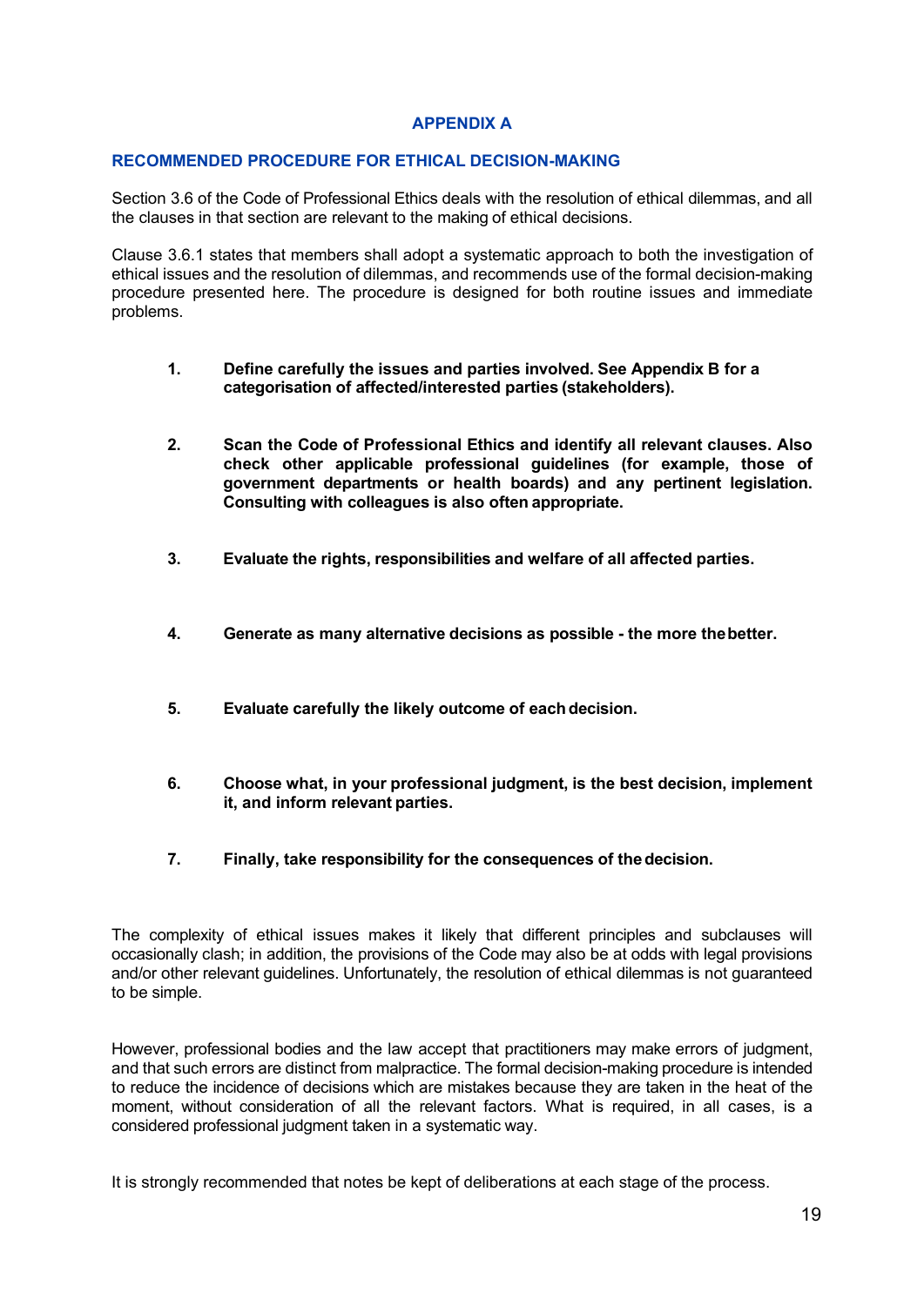## APPENDIX A

### RECOMMENDED PROCEDURE FOR ETHICAL DECISION-MAKING

Section 3.6 of the Code of Professional Ethics deals with the resolution of ethical dilemmas, and all the clauses in that section are relevant to the making of ethical decisions.

Clause 3.6.1 states that members shall adopt a systematic approach to both the investigation of ethical issues and the resolution of dilemmas, and recommends use of the formal decision-making procedure presented here. The procedure is designed for both routine issues and immediate problems.

1. **Define carefully the issues and parties involved. See Appendix B for a categorisation of affected/interested parties (stakeholders).**

2. **Scan the Code of Professional Ethics and identify all relevant clauses. Also check other applicable professional guidelines (for example, those of government departments or health boards) and any pertinent legislation. Consulting with colleagues is also often appropriate.**

3. **Evaluate the rights, responsibilities and welfare of all affected parties.**

4. **Generate as many alternative decisions as possible - the more the better.**

5. **Evaluate carefully the likely outcome of each decision.**

6. **Choose what, in your professional judgment, is the best decision, implement it, and inform relevant parties.**

7. **Finally, take responsibility for the consequences of the decision.**

The complexity of ethical issues makes it likely that different principles and subclauses will occasionally clash; in addition, the provisions of the Code may also be at odds with legal provisions and/or other relevant guidelines. Unfortunately, the resolution of ethical dilemmas is not guaranteed to be simple.

However, professional bodies and the law accept that practitioners may make errors of judgment, and that such errors are distinct from malpractice. The formal decision-making procedure is intended to reduce the incidence of decisions which are mistakes because they are taken in the heat of the moment, without consideration of all the relevant factors. What is required, in all cases, is a considered professional judgment taken in a systematic way.

It is strongly recommended that notes be kept of deliberations at each stage of the process.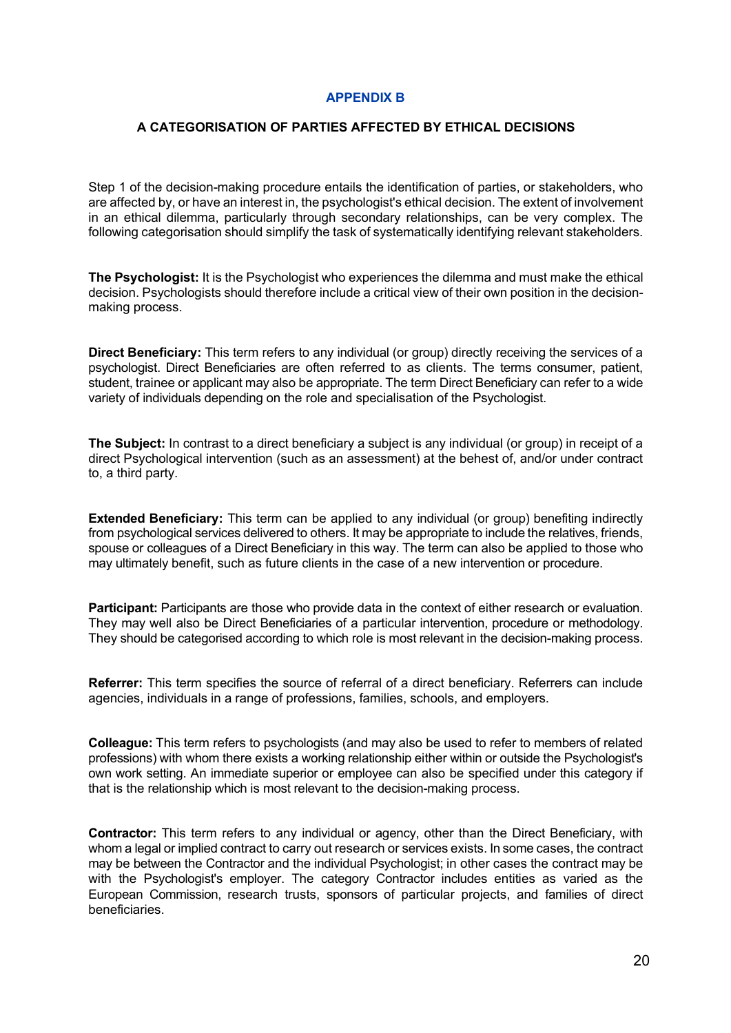## APPENDIX B

### A CATEGORISATION OF PARTIES AFFECTED BY ETHICAL DECISIONS

Step 1 of the decision-making procedure entails the identification of parties, or stakeholders, who are affected by, or have an interest in, the psychologist's ethical decision. The extent of involvement in an ethical dilemma, particularly through secondary relationships, can be very complex. The following categorisation should simplify the task of systematically identifying relevant stakeholders.

**The Psychologist:** It is the Psychologist who experiences the dilemma and must make the ethical decision. Psychologists should therefore include a critical view of their own position in the decision-making process.

**Direct Beneficiary:** This term refers to any individual (or group) directly receiving the services of a psychologist. Direct Beneficiaries are often referred to as clients. The terms consumer, patient, student, trainee or applicant may also be appropriate. The term Direct Beneficiary can refer to a wide variety of individuals depending on the role and specialisation of the Psychologist.

**The Subject:** In contrast to a direct beneficiary a subject is any individual (or group) in receipt of a direct Psychological intervention (such as an assessment) at the behest of, and/or under contract to, a third party.

**Extended Beneficiary:** This term can be applied to any individual (or group) benefiting indirectly from psychological services delivered to others. It may be appropriate to include the relatives, friends, spouse or colleagues of a Direct Beneficiary in this way. The term can also be applied to those who may ultimately benefit, such as future clients in the case of a new intervention or procedure.

**Participant:** Participants are those who provide data in the context of either research or evaluation. They may well also be Direct Beneficiaries of a particular intervention, procedure or methodology. They should be categorised according to which role is most relevant in the decision-making process.

**Referrer:** This term specifies the source of referral of a direct beneficiary. Referrers can include agencies, individuals in a range of professions, families, schools, and employers.

**Colleague:** This term refers to psychologists (and may also be used to refer to members of related professions) with whom there exists a working relationship either within or outside the Psychologist's own work setting. An immediate superior or employee can also be specified under this category if that is the relationship which is most relevant to the decision-making process.

**Contractor:** This term refers to any individual or agency, other than the Direct Beneficiary, with whom a legal or implied contract to carry out research or services exists. In some cases, the contract may be between the Contractor and the individual Psychologist; in other cases the contract may be with the Psychologist's employer. The category Contractor includes entities as varied as the European Commission, research trusts, sponsors of particular projects, and families of direct beneficiaries.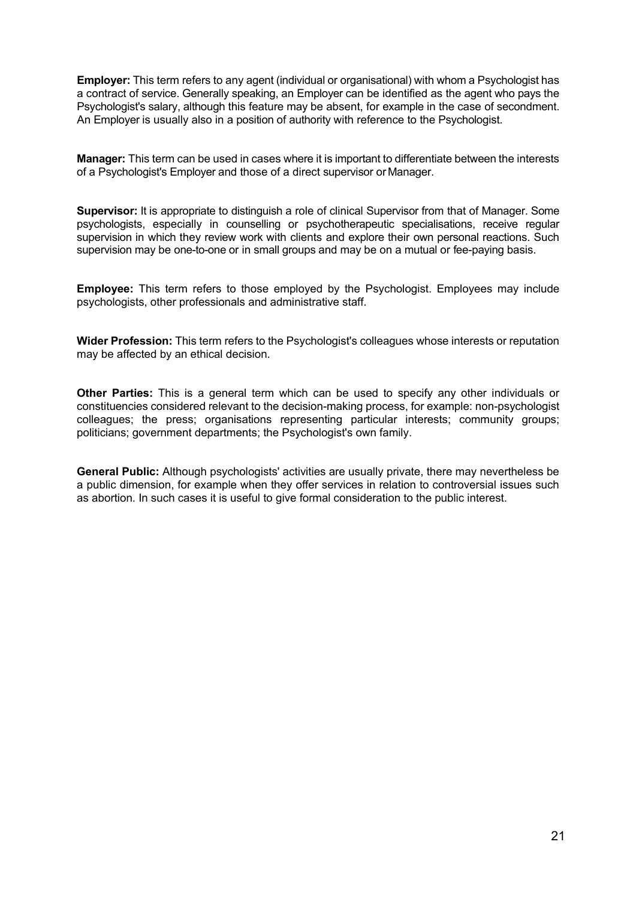**Employer:** This term refers to any agent (individual or organisational) with whom a Psychologist has a contract of service. Generally speaking, an Employer can be identified as the agent who pays the Psychologist's salary, although this feature may be absent, for example in the case of secondment. An Employer is usually also in a position of authority with reference to the Psychologist.

**Manager:** This term can be used in cases where it is important to differentiate between the interests of a Psychologist's Employer and those of a direct supervisor or Manager.

**Supervisor:** It is appropriate to distinguish a role of clinical Supervisor from that of Manager. Some psychologists, especially in counselling or psychotherapeutic specialisations, receive regular supervision in which they review work with clients and explore their own personal reactions. Such supervision may be one-to-one or in small groups and may be on a mutual or fee-paying basis.

**Employee:** This term refers to those employed by the Psychologist. Employees may include psychologists, other professionals and administrative staff.

**Wider Profession:** This term refers to the Psychologist's colleagues whose interests or reputation may be affected by an ethical decision.

**Other Parties:** This is a general term which can be used to specify any other individuals or constituencies considered relevant to the decision-making process, for example: non-psychologist colleagues; the press; organisations representing particular interests; community groups; politicians; government departments; the Psychologist's own family.

**General Public:** Although psychologists' activities are usually private, there may nevertheless be a public dimension, for example when they offer services in relation to controversial issues such as abortion. In such cases it is useful to give formal consideration to the public interest.